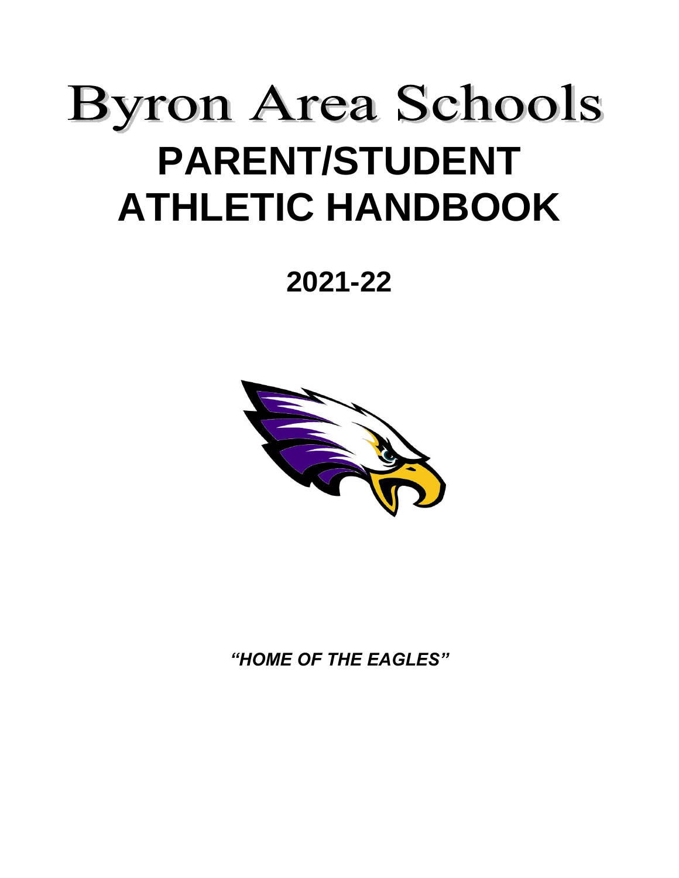# Byron Area Schools

# PARENT/STUDENT ATHLETIC HANDBOOK

## 2021-22

***"HOME OF THE EAGLES"***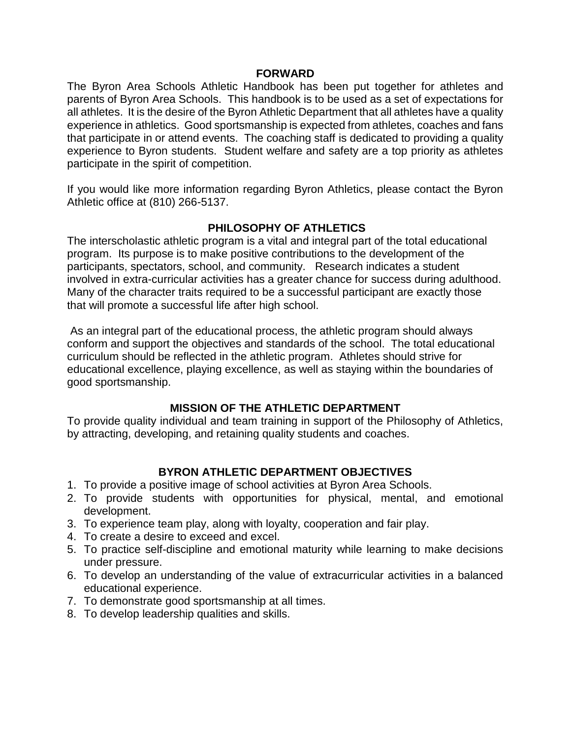## FORWARD

The Byron Area Schools Athletic Handbook has been put together for athletes and parents of Byron Area Schools. This handbook is to be used as a set of expectations for all athletes. It is the desire of the Byron Athletic Department that all athletes have a quality experience in athletics. Good sportsmanship is expected from athletes, coaches and fans that participate in or attend events. The coaching staff is dedicated to providing a quality experience to Byron students. Student welfare and safety are a top priority as athletes participate in the spirit of competition.

If you would like more information regarding Byron Athletics, please contact the Byron Athletic office at (810) 266-5137.

## PHILOSOPHY OF ATHLETICS

The interscholastic athletic program is a vital and integral part of the total educational program. Its purpose is to make positive contributions to the development of the participants, spectators, school, and community. Research indicates a student involved in extra-curricular activities has a greater chance for success during adulthood. Many of the character traits required to be a successful participant are exactly those that will promote a successful life after high school.

As an integral part of the educational process, the athletic program should always conform and support the objectives and standards of the school. The total educational curriculum should be reflected in the athletic program. Athletes should strive for educational excellence, playing excellence, as well as staying within the boundaries of good sportsmanship.

## MISSION OF THE ATHLETIC DEPARTMENT

To provide quality individual and team training in support of the Philosophy of Athletics, by attracting, developing, and retaining quality students and coaches.

## BYRON ATHLETIC DEPARTMENT OBJECTIVES

1. To provide a positive image of school activities at Byron Area Schools.
2. To provide students with opportunities for physical, mental, and emotional development.
3. To experience team play, along with loyalty, cooperation and fair play.
4. To create a desire to exceed and excel.
5. To practice self-discipline and emotional maturity while learning to make decisions under pressure.
6. To develop an understanding of the value of extracurricular activities in a balanced educational experience.
7. To demonstrate good sportsmanship at all times.
8. To develop leadership qualities and skills.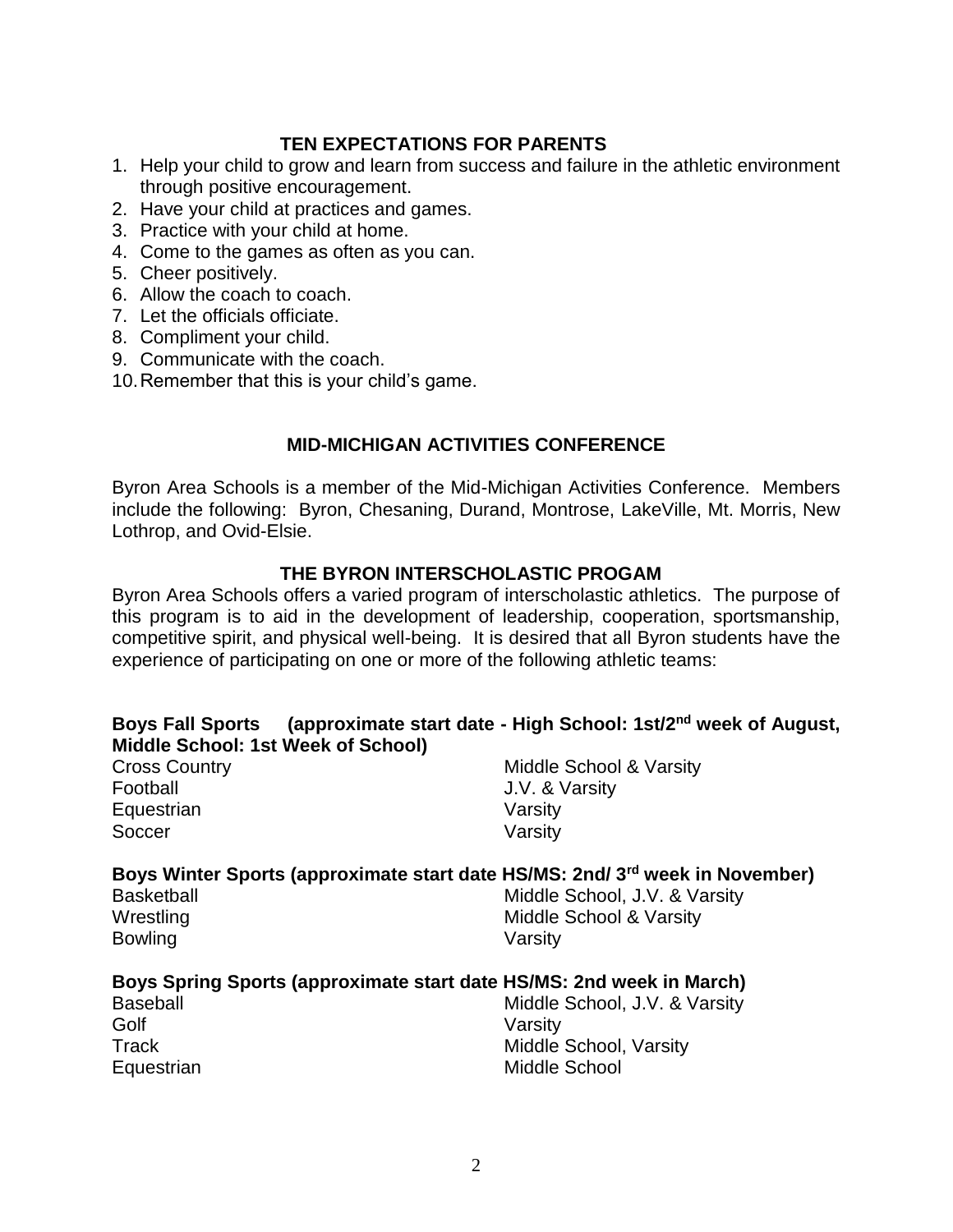## TEN EXPECTATIONS FOR PARENTS

1. Help your child to grow and learn from success and failure in the athletic environment through positive encouragement.
2. Have your child at practices and games.
3. Practice with your child at home.
4. Come to the games as often as you can.
5. Cheer positively.
6. Allow the coach to coach.
7. Let the officials officiate.
8. Compliment your child.
9. Communicate with the coach.
10. Remember that this is your child's game.

## MID-MICHIGAN ACTIVITIES CONFERENCE

Byron Area Schools is a member of the Mid-Michigan Activities Conference. Members include the following: Byron, Chesaning, Durand, Montrose, LakeVille, Mt. Morris, New Lothrop, and Ovid-Elsie.

## THE BYRON INTERSCHOLASTIC PROGAM

Byron Area Schools offers a varied program of interscholastic athletics. The purpose of this program is to aid in the development of leadership, cooperation, sportsmanship, competitive spirit, and physical well-being. It is desired that all Byron students have the experience of participating on one or more of the following athletic teams:

**Boys Fall Sports (approximate start date - High School: 1st/2nd week of August, Middle School: 1st Week of School)**

| | |
|---|---|
| Cross Country | Middle School & Varsity |
| Football | J.V. & Varsity |
| Equestrian | Varsity |
| Soccer | Varsity |

**Boys Winter Sports (approximate start date HS/MS: 2nd/ 3rd week in November)**

| | |
|---|---|
| Basketball | Middle School, J.V. & Varsity |
| Wrestling | Middle School & Varsity |
| Bowling | Varsity |

**Boys Spring Sports (approximate start date HS/MS: 2nd week in March)**

| | |
|---|---|
| Baseball | Middle School, J.V. & Varsity |
| Golf | Varsity |
| Track | Middle School, Varsity |
| Equestrian | Middle School |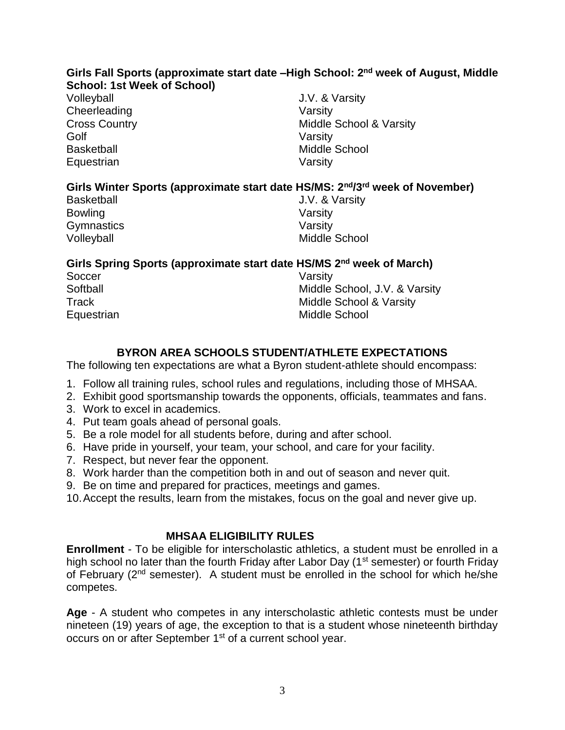**Girls Fall Sports (approximate start date –High School: 2nd week of August, Middle School: 1st Week of School)**

| | |
|---|---|
| Volleyball | J.V. & Varsity |
| Cheerleading | Varsity |
| Cross Country | Middle School & Varsity |
| Golf | Varsity |
| Basketball | Middle School |
| Equestrian | Varsity |

**Girls Winter Sports (approximate start date HS/MS: 2nd/3rd week of November)**

| | |
|---|---|
| Basketball | J.V. & Varsity |
| Bowling | Varsity |
| Gymnastics | Varsity |
| Volleyball | Middle School |

**Girls Spring Sports (approximate start date HS/MS 2nd week of March)**

| | |
|---|---|
| Soccer | Varsity |
| Softball | Middle School, J.V. & Varsity |
| Track | Middle School & Varsity |
| Equestrian | Middle School |

## BYRON AREA SCHOOLS STUDENT/ATHLETE EXPECTATIONS

The following ten expectations are what a Byron student-athlete should encompass:

1. Follow all training rules, school rules and regulations, including those of MHSAA.
2. Exhibit good sportsmanship towards the opponents, officials, teammates and fans.
3. Work to excel in academics.
4. Put team goals ahead of personal goals.
5. Be a role model for all students before, during and after school.
6. Have pride in yourself, your team, your school, and care for your facility.
7. Respect, but never fear the opponent.
8. Work harder than the competition both in and out of season and never quit.
9. Be on time and prepared for practices, meetings and games.
10. Accept the results, learn from the mistakes, focus on the goal and never give up.

## MHSAA ELIGIBILITY RULES

**Enrollment** - To be eligible for interscholastic athletics, a student must be enrolled in a high school no later than the fourth Friday after Labor Day (1st semester) or fourth Friday of February (2nd semester). A student must be enrolled in the school for which he/she competes.

**Age** - A student who competes in any interscholastic athletic contests must be under nineteen (19) years of age, the exception to that is a student whose nineteenth birthday occurs on or after September 1st of a current school year.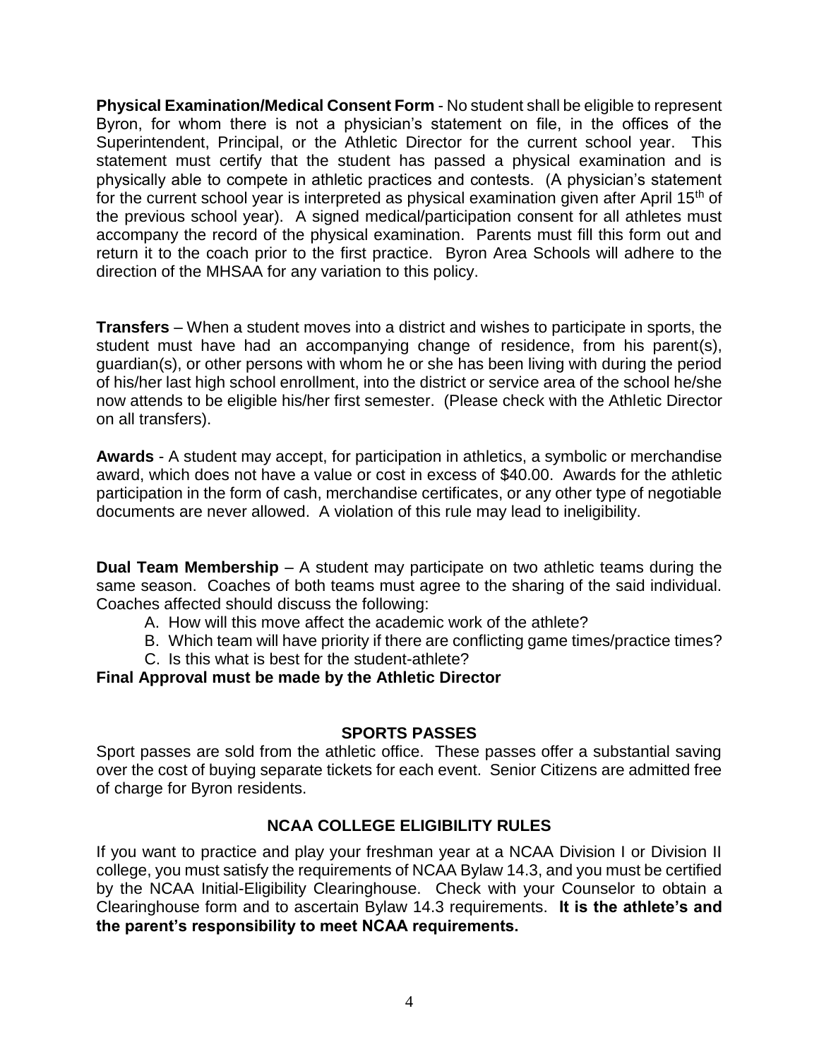**Physical Examination/Medical Consent Form** - No student shall be eligible to represent Byron, for whom there is not a physician's statement on file, in the offices of the Superintendent, Principal, or the Athletic Director for the current school year. This statement must certify that the student has passed a physical examination and is physically able to compete in athletic practices and contests. (A physician's statement for the current school year is interpreted as physical examination given after April 15th of the previous school year). A signed medical/participation consent for all athletes must accompany the record of the physical examination. Parents must fill this form out and return it to the coach prior to the first practice. Byron Area Schools will adhere to the direction of the MHSAA for any variation to this policy.

**Transfers** – When a student moves into a district and wishes to participate in sports, the student must have had an accompanying change of residence, from his parent(s), guardian(s), or other persons with whom he or she has been living with during the period of his/her last high school enrollment, into the district or service area of the school he/she now attends to be eligible his/her first semester. (Please check with the Athletic Director on all transfers).

**Awards** - A student may accept, for participation in athletics, a symbolic or merchandise award, which does not have a value or cost in excess of $40.00. Awards for the athletic participation in the form of cash, merchandise certificates, or any other type of negotiable documents are never allowed. A violation of this rule may lead to ineligibility.

**Dual Team Membership** – A student may participate on two athletic teams during the same season. Coaches of both teams must agree to the sharing of the said individual. Coaches affected should discuss the following:

A. How will this move affect the academic work of the athlete?
B. Which team will have priority if there are conflicting game times/practice times?
C. Is this what is best for the student-athlete?

**Final Approval must be made by the Athletic Director**

## SPORTS PASSES

Sport passes are sold from the athletic office. These passes offer a substantial saving over the cost of buying separate tickets for each event. Senior Citizens are admitted free of charge for Byron residents.

## NCAA COLLEGE ELIGIBILITY RULES

If you want to practice and play your freshman year at a NCAA Division I or Division II college, you must satisfy the requirements of NCAA Bylaw 14.3, and you must be certified by the NCAA Initial-Eligibility Clearinghouse. Check with your Counselor to obtain a Clearinghouse form and to ascertain Bylaw 14.3 requirements. **It is the athlete's and the parent's responsibility to meet NCAA requirements.**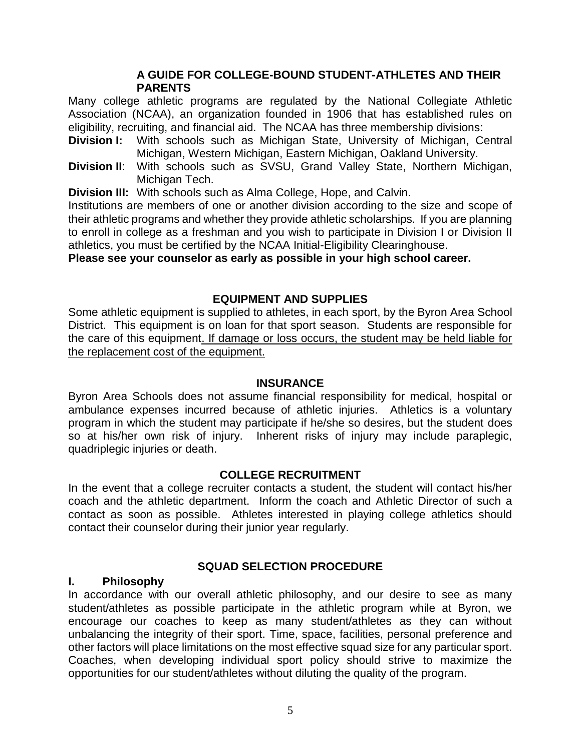## A GUIDE FOR COLLEGE-BOUND STUDENT-ATHLETES AND THEIR PARENTS

Many college athletic programs are regulated by the National Collegiate Athletic Association (NCAA), an organization founded in 1906 that has established rules on eligibility, recruiting, and financial aid. The NCAA has three membership divisions:

**Division I:** With schools such as Michigan State, University of Michigan, Central Michigan, Western Michigan, Eastern Michigan, Oakland University.

**Division II**: With schools such as SVSU, Grand Valley State, Northern Michigan, Michigan Tech.

**Division III:** With schools such as Alma College, Hope, and Calvin.

Institutions are members of one or another division according to the size and scope of their athletic programs and whether they provide athletic scholarships. If you are planning to enroll in college as a freshman and you wish to participate in Division I or Division II athletics, you must be certified by the NCAA Initial-Eligibility Clearinghouse.

**Please see your counselor as early as possible in your high school career.**

## EQUIPMENT AND SUPPLIES

Some athletic equipment is supplied to athletes, in each sport, by the Byron Area School District. This equipment is on loan for that sport season. Students are responsible for the care of this equipment. <u>If damage or loss occurs, the student may be held liable for the replacement cost of the equipment.</u>

## INSURANCE

Byron Area Schools does not assume financial responsibility for medical, hospital or ambulance expenses incurred because of athletic injuries. Athletics is a voluntary program in which the student may participate if he/she so desires, but the student does so at his/her own risk of injury. Inherent risks of injury may include paraplegic, quadriplegic injuries or death.

## COLLEGE RECRUITMENT

In the event that a college recruiter contacts a student, the student will contact his/her coach and the athletic department. Inform the coach and Athletic Director of such a contact as soon as possible. Athletes interested in playing college athletics should contact their counselor during their junior year regularly.

## SQUAD SELECTION PROCEDURE

### I. Philosophy

In accordance with our overall athletic philosophy, and our desire to see as many student/athletes as possible participate in the athletic program while at Byron, we encourage our coaches to keep as many student/athletes as they can without unbalancing the integrity of their sport. Time, space, facilities, personal preference and other factors will place limitations on the most effective squad size for any particular sport. Coaches, when developing individual sport policy should strive to maximize the opportunities for our student/athletes without diluting the quality of the program.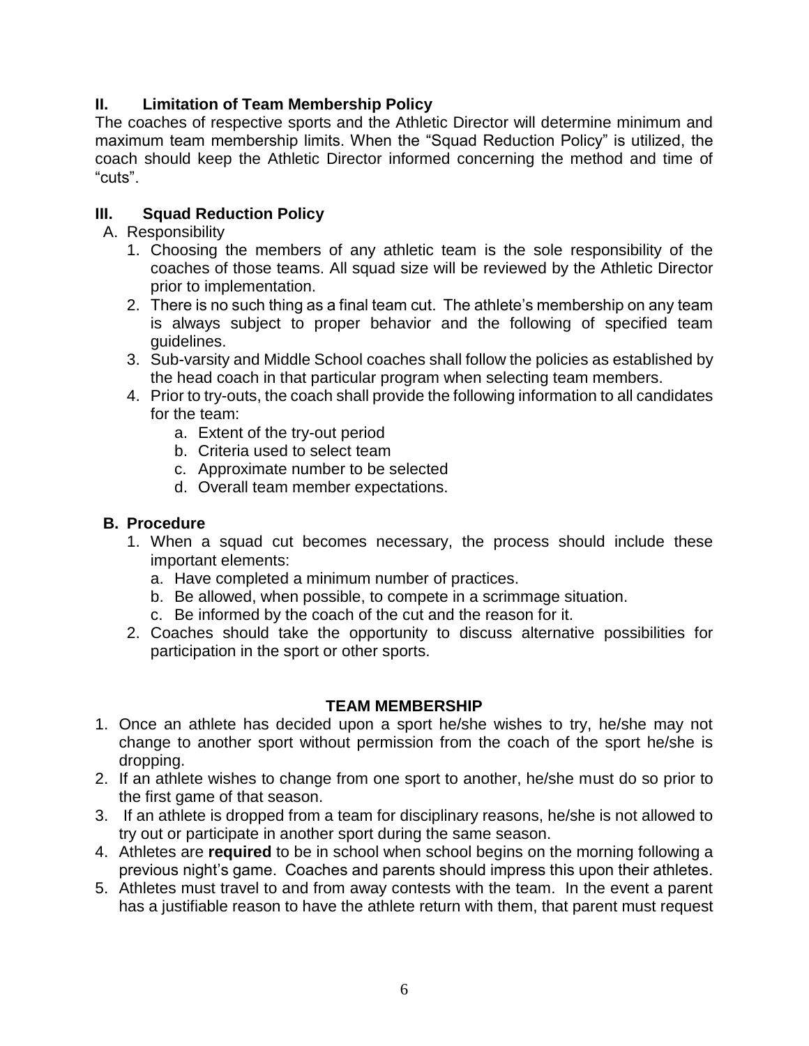## II. Limitation of Team Membership Policy

The coaches of respective sports and the Athletic Director will determine minimum and maximum team membership limits. When the "Squad Reduction Policy" is utilized, the coach should keep the Athletic Director informed concerning the method and time of "cuts".

## III. Squad Reduction Policy

A. Responsibility

1. Choosing the members of any athletic team is the sole responsibility of the coaches of those teams. All squad size will be reviewed by the Athletic Director prior to implementation.
2. There is no such thing as a final team cut. The athlete's membership on any team is always subject to proper behavior and the following of specified team guidelines.
3. Sub-varsity and Middle School coaches shall follow the policies as established by the head coach in that particular program when selecting team members.
4. Prior to try-outs, the coach shall provide the following information to all candidates for the team:
    a. Extent of the try-out period
    b. Criteria used to select team
    c. Approximate number to be selected
    d. Overall team member expectations.

**B. Procedure**

1. When a squad cut becomes necessary, the process should include these important elements:
    a. Have completed a minimum number of practices.
    b. Be allowed, when possible, to compete in a scrimmage situation.
    c. Be informed by the coach of the cut and the reason for it.
2. Coaches should take the opportunity to discuss alternative possibilities for participation in the sport or other sports.

## TEAM MEMBERSHIP

1. Once an athlete has decided upon a sport he/she wishes to try, he/she may not change to another sport without permission from the coach of the sport he/she is dropping.
2. If an athlete wishes to change from one sport to another, he/she must do so prior to the first game of that season.
3. If an athlete is dropped from a team for disciplinary reasons, he/she is not allowed to try out or participate in another sport during the same season.
4. Athletes are **required** to be in school when school begins on the morning following a previous night's game. Coaches and parents should impress this upon their athletes.
5. Athletes must travel to and from away contests with the team. In the event a parent has a justifiable reason to have the athlete return with them, that parent must request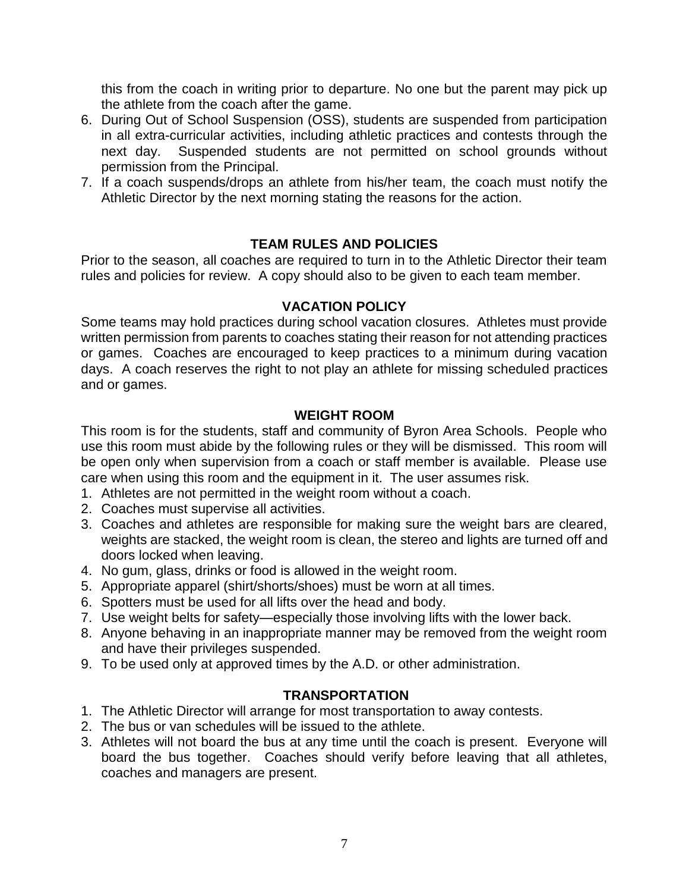this from the coach in writing prior to departure. No one but the parent may pick up the athlete from the coach after the game.

6. During Out of School Suspension (OSS), students are suspended from participation in all extra-curricular activities, including athletic practices and contests through the next day. Suspended students are not permitted on school grounds without permission from the Principal.
7. If a coach suspends/drops an athlete from his/her team, the coach must notify the Athletic Director by the next morning stating the reasons for the action.

## TEAM RULES AND POLICIES

Prior to the season, all coaches are required to turn in to the Athletic Director their team rules and policies for review. A copy should also to be given to each team member.

## VACATION POLICY

Some teams may hold practices during school vacation closures. Athletes must provide written permission from parents to coaches stating their reason for not attending practices or games. Coaches are encouraged to keep practices to a minimum during vacation days. A coach reserves the right to not play an athlete for missing scheduled practices and or games.

## WEIGHT ROOM

This room is for the students, staff and community of Byron Area Schools. People who use this room must abide by the following rules or they will be dismissed. This room will be open only when supervision from a coach or staff member is available. Please use care when using this room and the equipment in it. The user assumes risk.

1. Athletes are not permitted in the weight room without a coach.
2. Coaches must supervise all activities.
3. Coaches and athletes are responsible for making sure the weight bars are cleared, weights are stacked, the weight room is clean, the stereo and lights are turned off and doors locked when leaving.
4. No gum, glass, drinks or food is allowed in the weight room.
5. Appropriate apparel (shirt/shorts/shoes) must be worn at all times.
6. Spotters must be used for all lifts over the head and body.
7. Use weight belts for safety—especially those involving lifts with the lower back.
8. Anyone behaving in an inappropriate manner may be removed from the weight room and have their privileges suspended.
9. To be used only at approved times by the A.D. or other administration.

## TRANSPORTATION

1. The Athletic Director will arrange for most transportation to away contests.
2. The bus or van schedules will be issued to the athlete.
3. Athletes will not board the bus at any time until the coach is present. Everyone will board the bus together. Coaches should verify before leaving that all athletes, coaches and managers are present.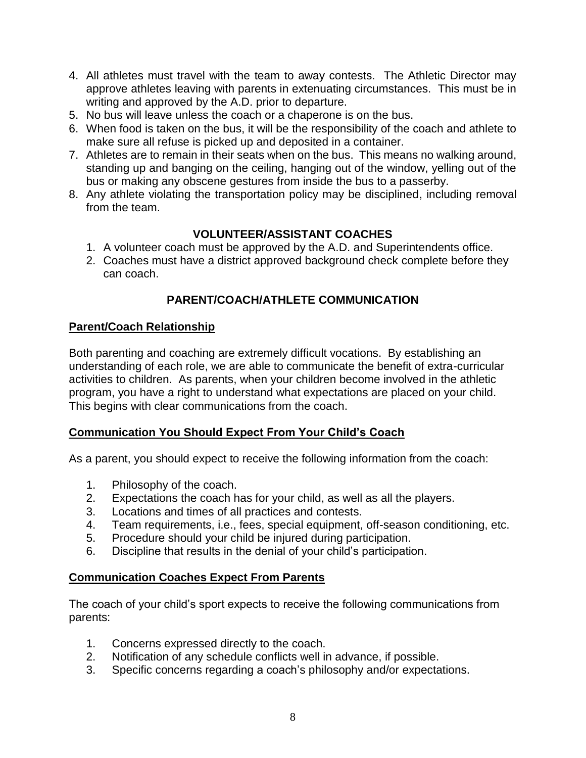4. All athletes must travel with the team to away contests. The Athletic Director may approve athletes leaving with parents in extenuating circumstances. This must be in writing and approved by the A.D. prior to departure.
5. No bus will leave unless the coach or a chaperone is on the bus.
6. When food is taken on the bus, it will be the responsibility of the coach and athlete to make sure all refuse is picked up and deposited in a container.
7. Athletes are to remain in their seats when on the bus. This means no walking around, standing up and banging on the ceiling, hanging out of the window, yelling out of the bus or making any obscene gestures from inside the bus to a passerby.
8. Any athlete violating the transportation policy may be disciplined, including removal from the team.

## VOLUNTEER/ASSISTANT COACHES

1. A volunteer coach must be approved by the A.D. and Superintendents office.
2. Coaches must have a district approved background check complete before they can coach.

## PARENT/COACH/ATHLETE COMMUNICATION

### Parent/Coach Relationship

Both parenting and coaching are extremely difficult vocations. By establishing an understanding of each role, we are able to communicate the benefit of extra-curricular activities to children. As parents, when your children become involved in the athletic program, you have a right to understand what expectations are placed on your child. This begins with clear communications from the coach.

### Communication You Should Expect From Your Child's Coach

As a parent, you should expect to receive the following information from the coach:

1. Philosophy of the coach.
2. Expectations the coach has for your child, as well as all the players.
3. Locations and times of all practices and contests.
4. Team requirements, i.e., fees, special equipment, off-season conditioning, etc.
5. Procedure should your child be injured during participation.
6. Discipline that results in the denial of your child's participation.

### Communication Coaches Expect From Parents

The coach of your child's sport expects to receive the following communications from parents:

1. Concerns expressed directly to the coach.
2. Notification of any schedule conflicts well in advance, if possible.
3. Specific concerns regarding a coach's philosophy and/or expectations.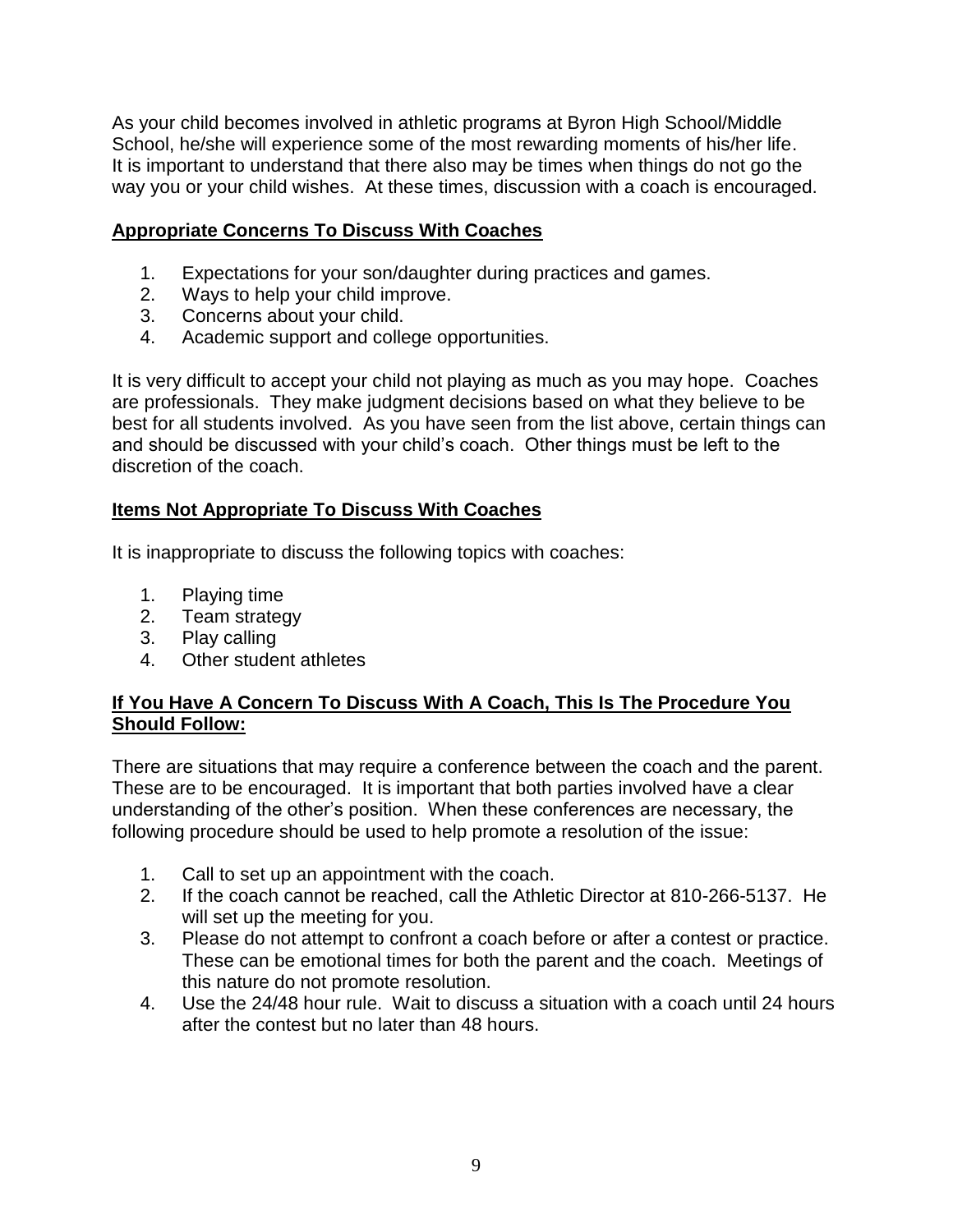As your child becomes involved in athletic programs at Byron High School/Middle School, he/she will experience some of the most rewarding moments of his/her life. It is important to understand that there also may be times when things do not go the way you or your child wishes. At these times, discussion with a coach is encouraged.

## **Appropriate Concerns To Discuss With Coaches**

1. Expectations for your son/daughter during practices and games.
2. Ways to help your child improve.
3. Concerns about your child.
4. Academic support and college opportunities.

It is very difficult to accept your child not playing as much as you may hope. Coaches are professionals. They make judgment decisions based on what they believe to be best for all students involved. As you have seen from the list above, certain things can and should be discussed with your child's coach. Other things must be left to the discretion of the coach.

## **Items Not Appropriate To Discuss With Coaches**

It is inappropriate to discuss the following topics with coaches:

1. Playing time
2. Team strategy
3. Play calling
4. Other student athletes

## **If You Have A Concern To Discuss With A Coach, This Is The Procedure You Should Follow:**

There are situations that may require a conference between the coach and the parent. These are to be encouraged. It is important that both parties involved have a clear understanding of the other's position. When these conferences are necessary, the following procedure should be used to help promote a resolution of the issue:

1. Call to set up an appointment with the coach.
2. If the coach cannot be reached, call the Athletic Director at 810-266-5137. He will set up the meeting for you.
3. Please do not attempt to confront a coach before or after a contest or practice. These can be emotional times for both the parent and the coach. Meetings of this nature do not promote resolution.
4. Use the 24/48 hour rule. Wait to discuss a situation with a coach until 24 hours after the contest but no later than 48 hours.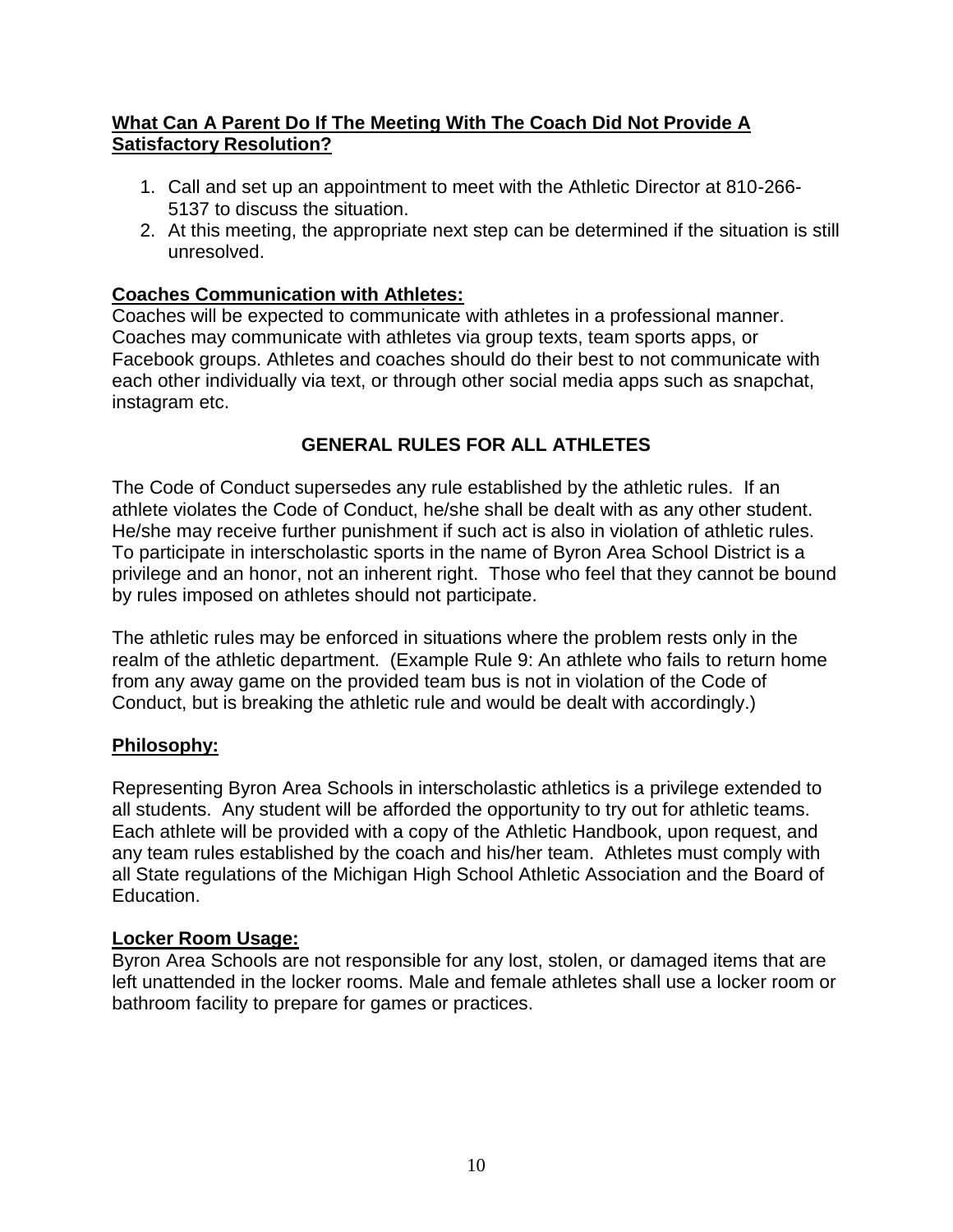**What Can A Parent Do If The Meeting With The Coach Did Not Provide A Satisfactory Resolution?**

1. Call and set up an appointment to meet with the Athletic Director at 810-266-5137 to discuss the situation.
2. At this meeting, the appropriate next step can be determined if the situation is still unresolved.

**Coaches Communication with Athletes:**

Coaches will be expected to communicate with athletes in a professional manner. Coaches may communicate with athletes via group texts, team sports apps, or Facebook groups. Athletes and coaches should do their best to not communicate with each other individually via text, or through other social media apps such as snapchat, instagram etc.

## GENERAL RULES FOR ALL ATHLETES

The Code of Conduct supersedes any rule established by the athletic rules. If an athlete violates the Code of Conduct, he/she shall be dealt with as any other student. He/she may receive further punishment if such act is also in violation of athletic rules. To participate in interscholastic sports in the name of Byron Area School District is a privilege and an honor, not an inherent right. Those who feel that they cannot be bound by rules imposed on athletes should not participate.

The athletic rules may be enforced in situations where the problem rests only in the realm of the athletic department. (Example Rule 9: An athlete who fails to return home from any away game on the provided team bus is not in violation of the Code of Conduct, but is breaking the athletic rule and would be dealt with accordingly.)

**Philosophy:**

Representing Byron Area Schools in interscholastic athletics is a privilege extended to all students. Any student will be afforded the opportunity to try out for athletic teams. Each athlete will be provided with a copy of the Athletic Handbook, upon request, and any team rules established by the coach and his/her team. Athletes must comply with all State regulations of the Michigan High School Athletic Association and the Board of Education.

**Locker Room Usage:**

Byron Area Schools are not responsible for any lost, stolen, or damaged items that are left unattended in the locker rooms. Male and female athletes shall use a locker room or bathroom facility to prepare for games or practices.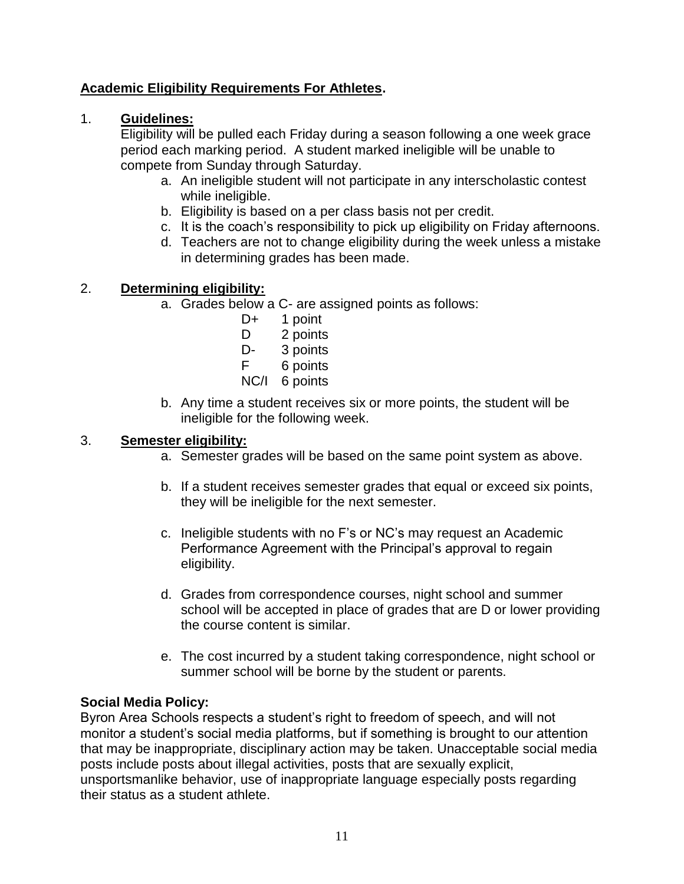## Academic Eligibility Requirements For Athletes.

1. **Guidelines:**

   Eligibility will be pulled each Friday during a season following a one week grace period each marking period. A student marked ineligible will be unable to compete from Sunday through Saturday.

   a. An ineligible student will not participate in any interscholastic contest while ineligible.
   b. Eligibility is based on a per class basis not per credit.
   c. It is the coach's responsibility to pick up eligibility on Friday afternoons.
   d. Teachers are not to change eligibility during the week unless a mistake in determining grades has been made.

2. **Determining eligibility:**

   a. Grades below a C- are assigned points as follows:

   | Grade | Points |
   | --- | --- |
   | D+ | 1 point |
   | D | 2 points |
   | D- | 3 points |
   | F | 6 points |
   | NC/I | 6 points |

   b. Any time a student receives six or more points, the student will be ineligible for the following week.

3. **Semester eligibility:**

   a. Semester grades will be based on the same point system as above.

   b. If a student receives semester grades that equal or exceed six points, they will be ineligible for the next semester.

   c. Ineligible students with no F's or NC's may request an Academic Performance Agreement with the Principal's approval to regain eligibility.

   d. Grades from correspondence courses, night school and summer school will be accepted in place of grades that are D or lower providing the course content is similar.

   e. The cost incurred by a student taking correspondence, night school or summer school will be borne by the student or parents.

**Social Media Policy:**

Byron Area Schools respects a student's right to freedom of speech, and will not monitor a student's social media platforms, but if something is brought to our attention that may be inappropriate, disciplinary action may be taken. Unacceptable social media posts include posts about illegal activities, posts that are sexually explicit, unsportsmanlike behavior, use of inappropriate language especially posts regarding their status as a student athlete.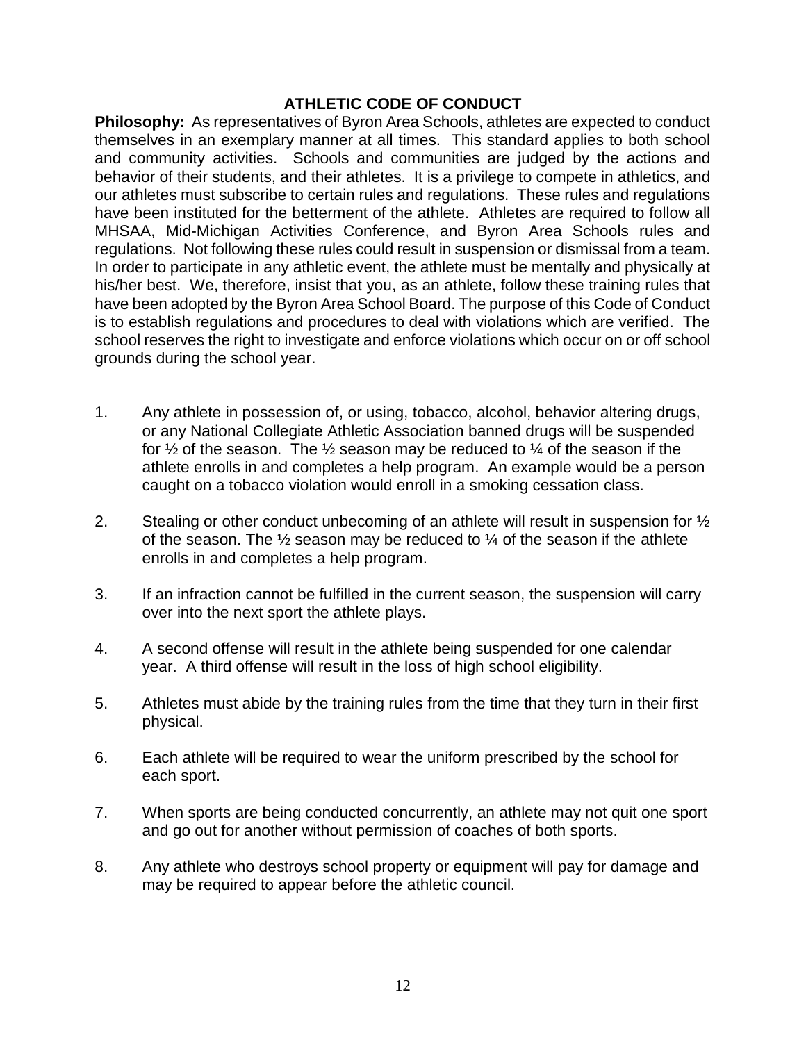## ATHLETIC CODE OF CONDUCT

**Philosophy:** As representatives of Byron Area Schools, athletes are expected to conduct themselves in an exemplary manner at all times. This standard applies to both school and community activities. Schools and communities are judged by the actions and behavior of their students, and their athletes. It is a privilege to compete in athletics, and our athletes must subscribe to certain rules and regulations. These rules and regulations have been instituted for the betterment of the athlete. Athletes are required to follow all MHSAA, Mid-Michigan Activities Conference, and Byron Area Schools rules and regulations. Not following these rules could result in suspension or dismissal from a team. In order to participate in any athletic event, the athlete must be mentally and physically at his/her best. We, therefore, insist that you, as an athlete, follow these training rules that have been adopted by the Byron Area School Board. The purpose of this Code of Conduct is to establish regulations and procedures to deal with violations which are verified. The school reserves the right to investigate and enforce violations which occur on or off school grounds during the school year.

1. Any athlete in possession of, or using, tobacco, alcohol, behavior altering drugs, or any National Collegiate Athletic Association banned drugs will be suspended for ½ of the season. The ½ season may be reduced to ¼ of the season if the athlete enrolls in and completes a help program. An example would be a person caught on a tobacco violation would enroll in a smoking cessation class.
2. Stealing or other conduct unbecoming of an athlete will result in suspension for ½ of the season. The ½ season may be reduced to ¼ of the season if the athlete enrolls in and completes a help program.
3. If an infraction cannot be fulfilled in the current season, the suspension will carry over into the next sport the athlete plays.
4. A second offense will result in the athlete being suspended for one calendar year. A third offense will result in the loss of high school eligibility.
5. Athletes must abide by the training rules from the time that they turn in their first physical.
6. Each athlete will be required to wear the uniform prescribed by the school for each sport.
7. When sports are being conducted concurrently, an athlete may not quit one sport and go out for another without permission of coaches of both sports.
8. Any athlete who destroys school property or equipment will pay for damage and may be required to appear before the athletic council.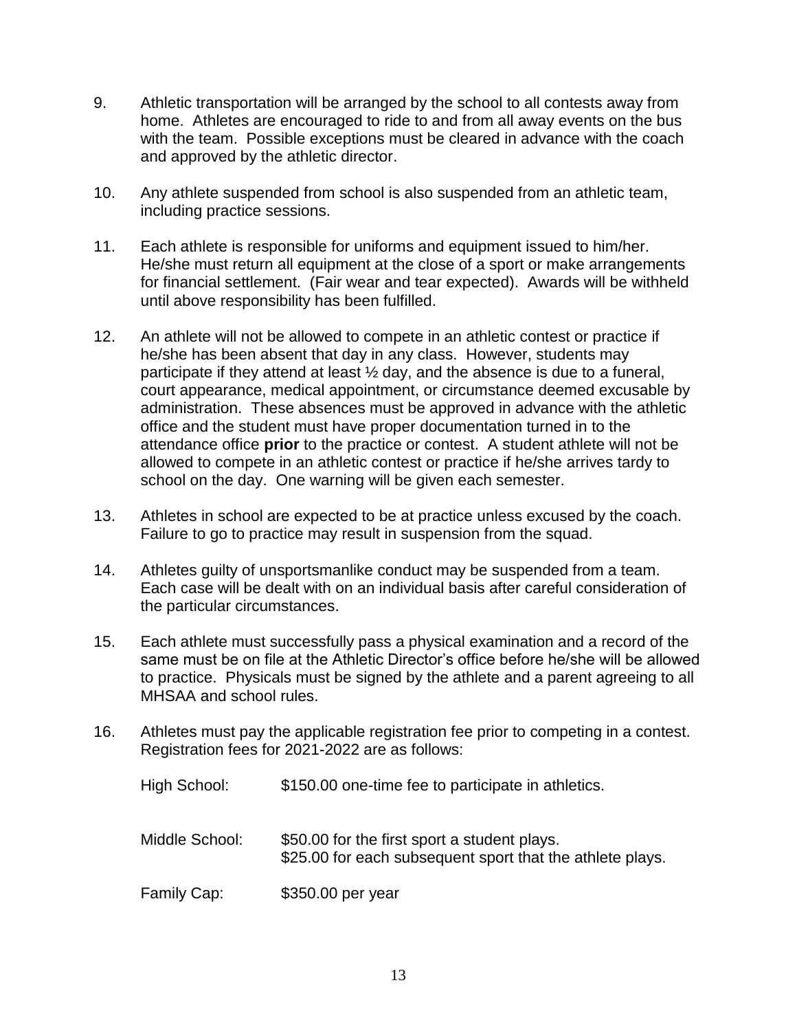9. Athletic transportation will be arranged by the school to all contests away from home. Athletes are encouraged to ride to and from all away events on the bus with the team. Possible exceptions must be cleared in advance with the coach and approved by the athletic director.

10. Any athlete suspended from school is also suspended from an athletic team, including practice sessions.

11. Each athlete is responsible for uniforms and equipment issued to him/her. He/she must return all equipment at the close of a sport or make arrangements for financial settlement. (Fair wear and tear expected). Awards will be withheld until above responsibility has been fulfilled.

12. An athlete will not be allowed to compete in an athletic contest or practice if he/she has been absent that day in any class. However, students may participate if they attend at least ½ day, and the absence is due to a funeral, court appearance, medical appointment, or circumstance deemed excusable by administration. These absences must be approved in advance with the athletic office and the student must have proper documentation turned in to the attendance office **prior** to the practice or contest. A student athlete will not be allowed to compete in an athletic contest or practice if he/she arrives tardy to school on the day. One warning will be given each semester.

13. Athletes in school are expected to be at practice unless excused by the coach. Failure to go to practice may result in suspension from the squad.

14. Athletes guilty of unsportsmanlike conduct may be suspended from a team. Each case will be dealt with on an individual basis after careful consideration of the particular circumstances.

15. Each athlete must successfully pass a physical examination and a record of the same must be on file at the Athletic Director's office before he/she will be allowed to practice. Physicals must be signed by the athlete and a parent agreeing to all MHSAA and school rules.

16. Athletes must pay the applicable registration fee prior to competing in a contest. Registration fees for 2021-2022 are as follows:

    High School: $150.00 one-time fee to participate in athletics.

    Middle School: $50.00 for the first sport a student plays.
    $25.00 for each subsequent sport that the athlete plays.

    Family Cap: $350.00 per year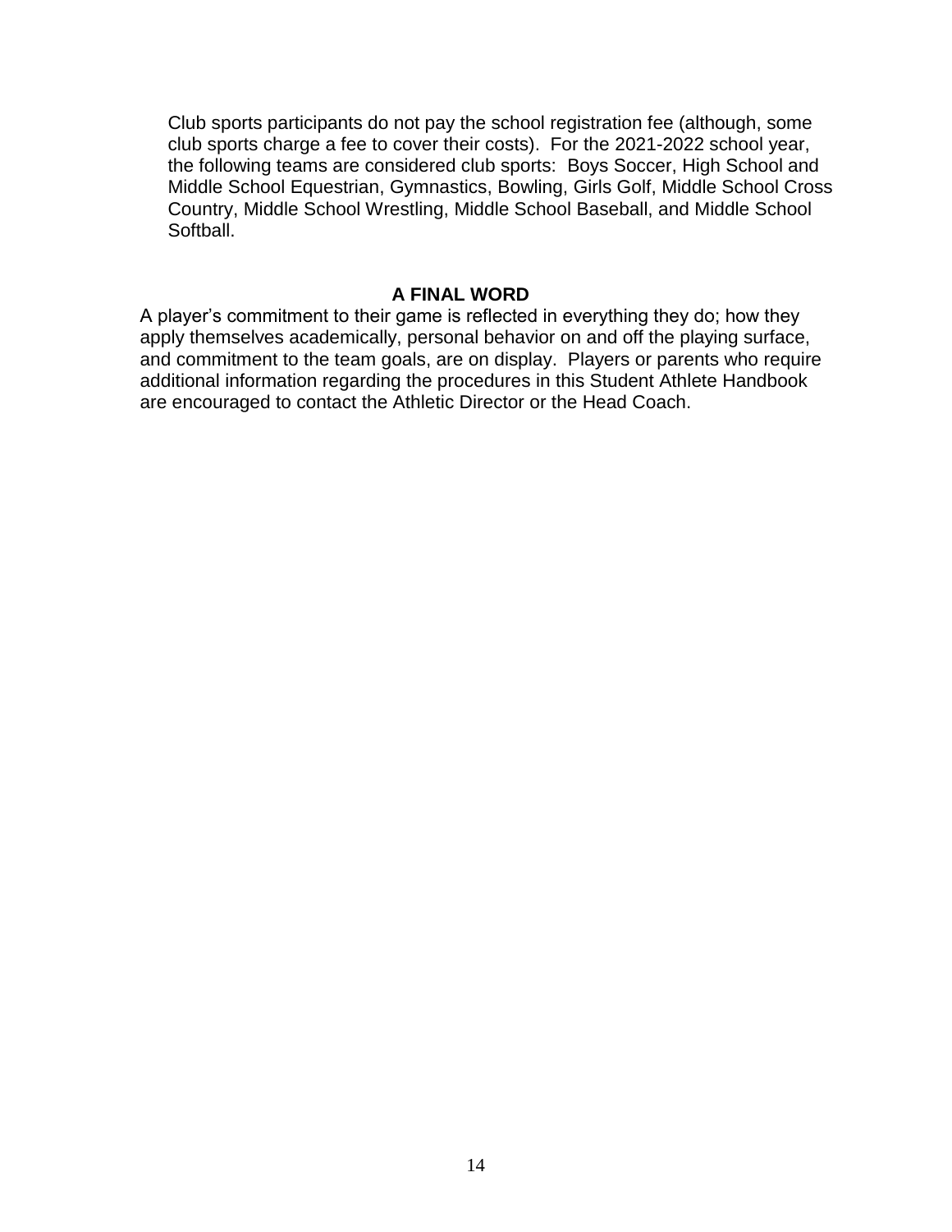Club sports participants do not pay the school registration fee (although, some club sports charge a fee to cover their costs). For the 2021-2022 school year, the following teams are considered club sports: Boys Soccer, High School and Middle School Equestrian, Gymnastics, Bowling, Girls Golf, Middle School Cross Country, Middle School Wrestling, Middle School Baseball, and Middle School Softball.

## A FINAL WORD

A player's commitment to their game is reflected in everything they do; how they apply themselves academically, personal behavior on and off the playing surface, and commitment to the team goals, are on display. Players or parents who require additional information regarding the procedures in this Student Athlete Handbook are encouraged to contact the Athletic Director or the Head Coach.